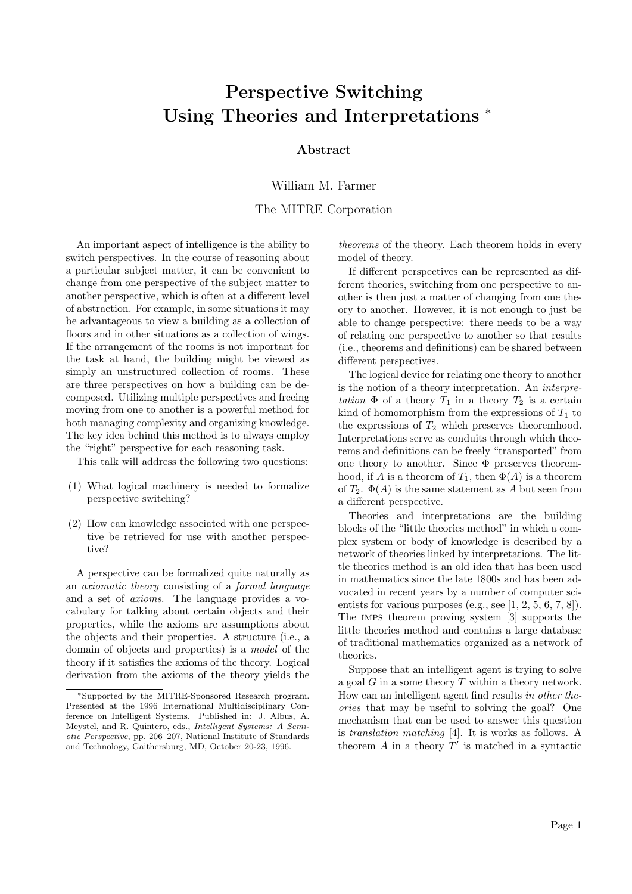# Perspective Switching Using Theories and Interpretations *

### Abstract

William M. Farmer

The MITRE Corporation

An important aspect of intelligence is the ability to switch perspectives. In the course of reasoning about a particular subject matter, it can be convenient to change from one perspective of the subject matter to another perspective, which is often at a different level of abstraction. For example, in some situations it may be advantageous to view a building as a collection of floors and in other situations as a collection of wings. If the arrangement of the rooms is not important for the task at hand, the building might be viewed as simply an unstructured collection of rooms. These are three perspectives on how a building can be decomposed. Utilizing multiple perspectives and freeing moving from one to another is a powerful method for both managing complexity and organizing knowledge. The key idea behind this method is to always employ the "right" perspective for each reasoning task.

This talk will address the following two questions:

(1) What logical machinery is needed to formalize perspective switching?

(2) How can knowledge associated with one perspective be retrieved for use with another perspective?

A perspective can be formalized quite naturally as an *axiomatic theory* consisting of a *formal language* and a set of *axioms*. The language provides a vocabulary for talking about certain objects and their properties, while the axioms are assumptions about the objects and their properties. A structure (i.e., a domain of objects and properties) is a *model* of the theory if it satisfies the axioms of the theory. Logical derivation from the axioms of the theory yields the *theorems* of the theory. Each theorem holds in every model of theory.

If different perspectives can be represented as different theories, switching from one perspective to another is then just a matter of changing from one theory to another. However, it is not enough to just be able to change perspective: there needs to be a way of relating one perspective to another so that results (i.e., theorems and definitions) can be shared between different perspectives.

The logical device for relating one theory to another is the notion of a theory interpretation. An *interpretation* $\Phi$ of a theory $T_1$ in a theory $T_2$ is a certain kind of homomorphism from the expressions of $T_1$ to the expressions of $T_2$ which preserves theoremhood. Interpretations serve as conduits through which theorems and definitions can be freely "transported" from one theory to another. Since $\Phi$ preserves theoremhood, if $A$ is a theorem of $T_1$, then $\Phi(A)$ is a theorem of $T_2$. $\Phi(A)$ is the same statement as $A$ but seen from a different perspective.

Theories and interpretations are the building blocks of the "little theories method" in which a complex system or body of knowledge is described by a network of theories linked by interpretations. The little theories method is an old idea that has been used in mathematics since the late 1800s and has been advocated in recent years by a number of computer scientists for various purposes (e.g., see [1, 2, 5, 6, 7, 8]). The IMPS theorem proving system [3] supports the little theories method and contains a large database of traditional mathematics organized as a network of theories.

Suppose that an intelligent agent is trying to solve a goal $G$ in a some theory $T$ within a theory network. How can an intelligent agent find results *in other theories* that may be useful to solving the goal? One mechanism that can be used to answer this question is *translation matching* [4]. It is works as follows. A theorem $A$ in a theory $T'$ is matched in a syntactic

---

*Supported by the MITRE-Sponsored Research program. Presented at the 1996 International Multidisciplinary Conference on Intelligent Systems. Published in: J. Albus, A. Meystel, and R. Quintero, eds., *Intelligent Systems: A Semiotic Perspective*, pp. 206–207, National Institute of Standards and Technology, Gaithersburg, MD, October 20-23, 1996.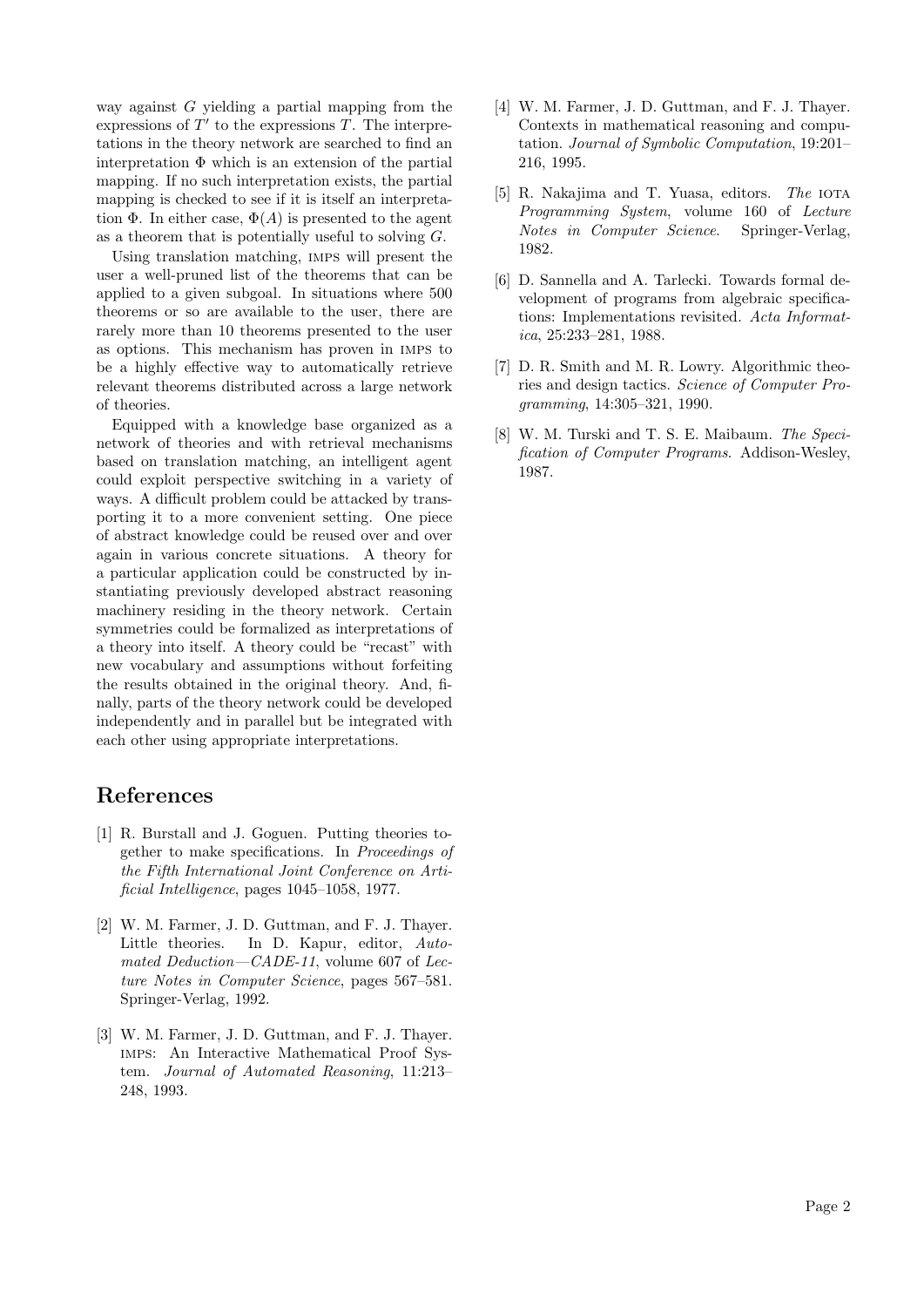way against $G$ yielding a partial mapping from the expressions of $T'$ to the expressions $T$. The interpretations in the theory network are searched to find an interpretation $\Phi$ which is an extension of the partial mapping. If no such interpretation exists, the partial mapping is checked to see if it is itself an interpretation $\Phi$. In either case, $\Phi(A)$ is presented to the agent as a theorem that is potentially useful to solving $G$.

Using translation matching, IMPS will present the user a well-pruned list of the theorems that can be applied to a given subgoal. In situations where 500 theorems or so are available to the user, there are rarely more than 10 theorems presented to the user as options. This mechanism has proven in IMPS to be a highly effective way to automatically retrieve relevant theorems distributed across a large network of theories.

Equipped with a knowledge base organized as a network of theories and with retrieval mechanisms based on translation matching, an intelligent agent could exploit perspective switching in a variety of ways. A difficult problem could be attacked by transporting it to a more convenient setting. One piece of abstract knowledge could be reused over and over again in various concrete situations. A theory for a particular application could be constructed by instantiating previously developed abstract reasoning machinery residing in the theory network. Certain symmetries could be formalized as interpretations of a theory into itself. A theory could be "recast" with new vocabulary and assumptions without forfeiting the results obtained in the original theory. And, finally, parts of the theory network could be developed independently and in parallel but be integrated with each other using appropriate interpretations.

## References

[1] R. Burstall and J. Goguen. Putting theories together to make specifications. In *Proceedings of the Fifth International Joint Conference on Artificial Intelligence*, pages 1045–1058, 1977.

[2] W. M. Farmer, J. D. Guttman, and F. J. Thayer. Little theories. In D. Kapur, editor, *Automated Deduction—CADE-11*, volume 607 of *Lecture Notes in Computer Science*, pages 567–581. Springer-Verlag, 1992.

[3] W. M. Farmer, J. D. Guttman, and F. J. Thayer. IMPS: An Interactive Mathematical Proof System. *Journal of Automated Reasoning*, 11:213–248, 1993.

[4] W. M. Farmer, J. D. Guttman, and F. J. Thayer. Contexts in mathematical reasoning and computation. *Journal of Symbolic Computation*, 19:201–216, 1995.

[5] R. Nakajima and T. Yuasa, editors. *The IOTA Programming System*, volume 160 of *Lecture Notes in Computer Science*. Springer-Verlag, 1982.

[6] D. Sannella and A. Tarlecki. Towards formal development of programs from algebraic specifications: Implementations revisited. *Acta Informatica*, 25:233–281, 1988.

[7] D. R. Smith and M. R. Lowry. Algorithmic theories and design tactics. *Science of Computer Programming*, 14:305–321, 1990.

[8] W. M. Turski and T. S. E. Maibaum. *The Specification of Computer Programs*. Addison-Wesley, 1987.